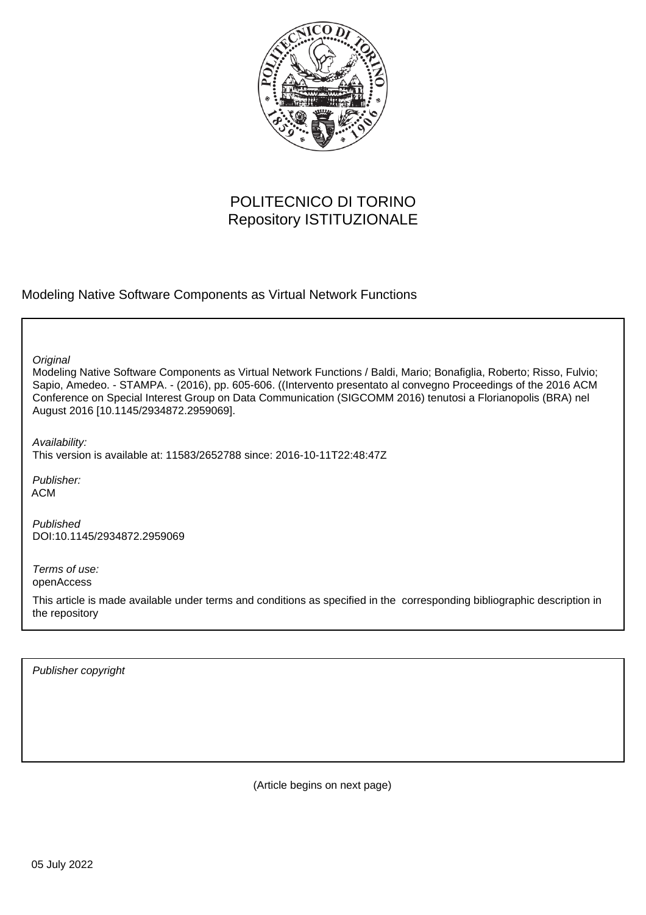POLITECNICO DI TORINO
Repository ISTITUZIONALE

Modeling Native Software Components as Virtual Network Functions

*Original*
Modeling Native Software Components as Virtual Network Functions / Baldi, Mario; Bonafiglia, Roberto; Risso, Fulvio; Sapio, Amedeo. - STAMPA. - (2016), pp. 605-606. ((Intervento presentato al convegno Proceedings of the 2016 ACM Conference on Special Interest Group on Data Communication (SIGCOMM 2016) tenutosi a Florianopolis (BRA) nel August 2016 [10.1145/2934872.2959069].

*Availability:*
This version is available at: 11583/2652788 since: 2016-10-11T22:48:47Z

*Publisher:*
ACM

*Published*
DOI:10.1145/2934872.2959069

*Terms of use:*
openAccess

This article is made available under terms and conditions as specified in the corresponding bibliographic description in the repository

*Publisher copyright*

(Article begins on next page)

05 July 2022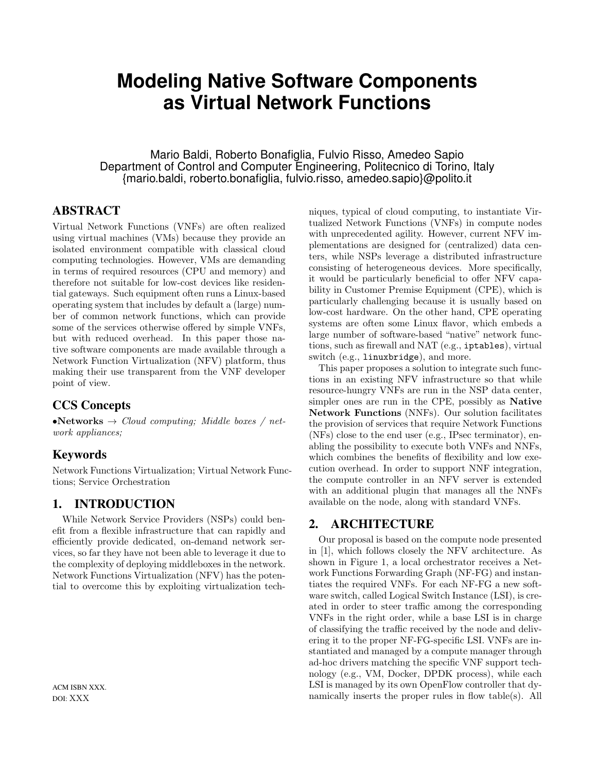# Modeling Native Software Components as Virtual Network Functions

Mario Baldi, Roberto Bonafiglia, Fulvio Risso, Amedeo Sapio
Department of Control and Computer Engineering, Politecnico di Torino, Italy
{mario.baldi, roberto.bonafiglia, fulvio.risso, amedeo.sapio}@polito.it

## ABSTRACT

Virtual Network Functions (VNFs) are often realized using virtual machines (VMs) because they provide an isolated environment compatible with classical cloud computing technologies. However, VMs are demanding in terms of required resources (CPU and memory) and therefore not suitable for low-cost devices like residential gateways. Such equipment often runs a Linux-based operating system that includes by default a (large) number of common network functions, which can provide some of the services otherwise offered by simple VNFs, but with reduced overhead. In this paper those native software components are made available through a Network Function Virtualization (NFV) platform, thus making their use transparent from the VNF developer point of view.

## CCS Concepts

•**Networks** → *Cloud computing; Middle boxes / network appliances;*

## Keywords

Network Functions Virtualization; Virtual Network Functions; Service Orchestration

## 1. INTRODUCTION

While Network Service Providers (NSPs) could benefit from a flexible infrastructure that can rapidly and efficiently provide dedicated, on-demand network services, so far they have not been able to leverage it due to the complexity of deploying middleboxes in the network. Network Functions Virtualization (NFV) has the potential to overcome this by exploiting virtualization techniques, typical of cloud computing, to instantiate Virtualized Network Functions (VNFs) in compute nodes with unprecedented agility. However, current NFV implementations are designed for (centralized) data centers, while NSPs leverage a distributed infrastructure consisting of heterogeneous devices. More specifically, it would be particularly beneficial to offer NFV capability in Customer Premise Equipment (CPE), which is particularly challenging because it is usually based on low-cost hardware. On the other hand, CPE operating systems are often some Linux flavor, which embeds a large number of software-based "native" network functions, such as firewall and NAT (e.g., `iptables`), virtual switch (e.g., `linuxbridge`), and more.

This paper proposes a solution to integrate such functions in an existing NFV infrastructure so that while resource-hungry VNFs are run in the NSP data center, simpler ones are run in the CPE, possibly as **Native Network Functions** (NNFs). Our solution facilitates the provision of services that require Network Functions (NFs) close to the end user (e.g., IPsec terminator), enabling the possibility to execute both VNFs and NNFs, which combines the benefits of flexibility and low execution overhead. In order to support NNF integration, the compute controller in an NFV server is extended with an additional plugin that manages all the NNFs available on the node, along with standard VNFs.

## 2. ARCHITECTURE

Our proposal is based on the compute node presented in [1], which follows closely the NFV architecture. As shown in Figure 1, a local orchestrator receives a Network Functions Forwarding Graph (NF-FG) and instantiates the required VNFs. For each NF-FG a new software switch, called Logical Switch Instance (LSI), is created in order to steer traffic among the corresponding VNFs in the right order, while a base LSI is in charge of classifying the traffic received by the node and delivering it to the proper NF-FG-specific LSI. VNFs are instantiated and managed by a compute manager through ad-hoc drivers matching the specific VNF support technology (e.g., VM, Docker, DPDK process), while each LSI is managed by its own OpenFlow controller that dynamically inserts the proper rules in flow table(s). All

ACM ISBN XXX.
DOI: XXX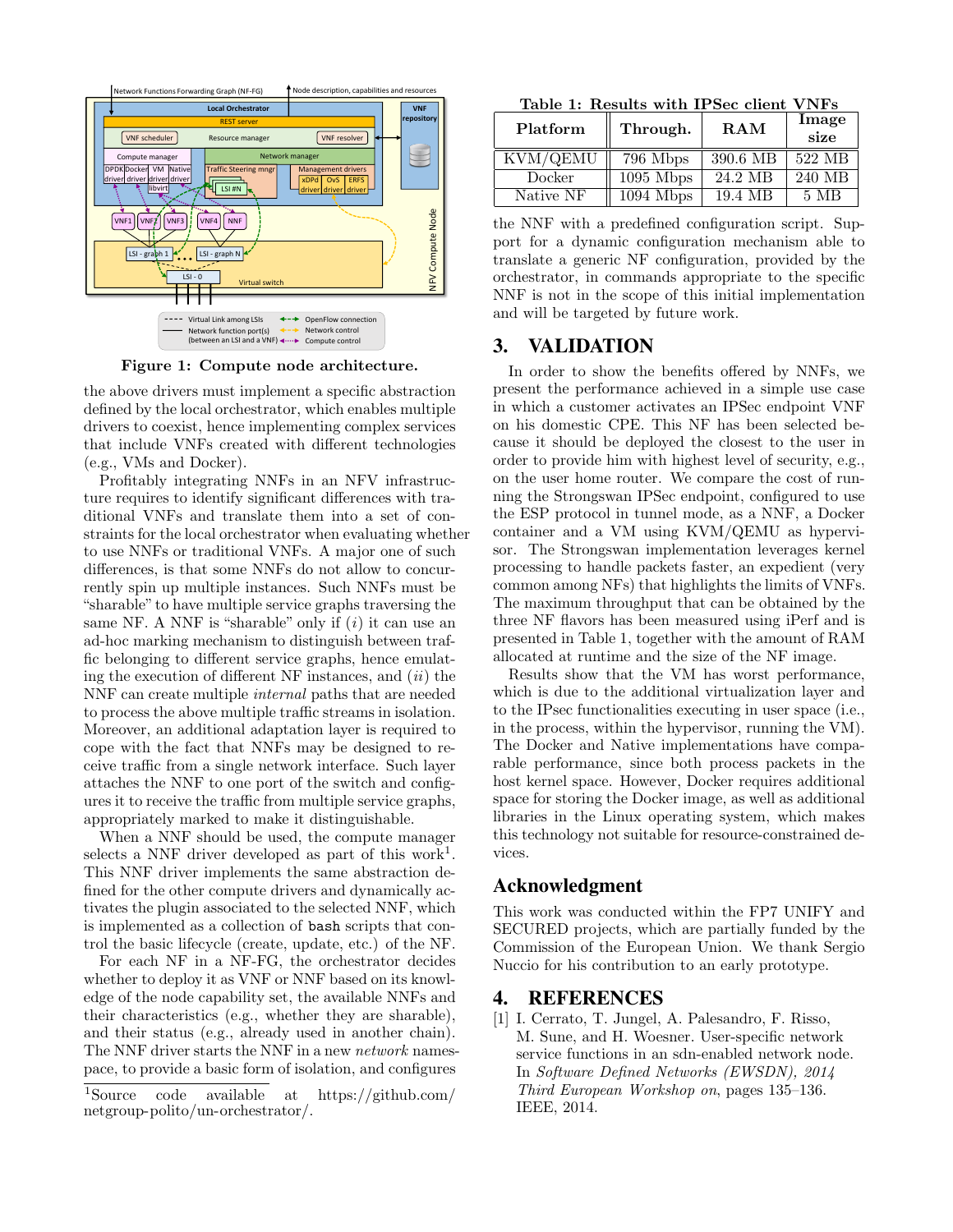Network Functions Forwarding Graph (NF-FG)

Node description, capabilities and resources

Local Orchestrator

REST server

VNF scheduler

Resource manager

VNF resolver

VNF repository

Compute manager

Network manager

DPDK driver

Docker driver

VM driver

Native driver

libvirt

Traffic Steering mngr

LSI #N

Management drivers

xDPd driver

OvS driver

ERFS driver

VNF1

VNF2

VNF3

VNF4

NNF

LSI - graph 1

LSI - graph N

LSI - 0

Virtual switch

NFV Compute Node

Virtual Link among LSIs

Network function port(s) (between an LSI and a VNF)

OpenFlow connection

Network control

Compute control

**Figure 1: Compute node architecture.**

the above drivers must implement a specific abstraction defined by the local orchestrator, which enables multiple drivers to coexist, hence implementing complex services that include VNFs created with different technologies (e.g., VMs and Docker).

Profitably integrating NNFs in an NFV infrastructure requires to identify significant differences with traditional VNFs and translate them into a set of constraints for the local orchestrator when evaluating whether to use NNFs or traditional VNFs. A major one of such differences, is that some NNFs do not allow to concurrently spin up multiple instances. Such NNFs must be "sharable" to have multiple service graphs traversing the same NF. A NNF is "sharable" only if (*i*) it can use an ad-hoc marking mechanism to distinguish between traffic belonging to different service graphs, hence emulating the execution of different NF instances, and (*ii*) the NNF can create multiple *internal* paths that are needed to process the above multiple traffic streams in isolation. Moreover, an additional adaptation layer is required to cope with the fact that NNFs may be designed to receive traffic from a single network interface. Such layer attaches the NNF to one port of the switch and configures it to receive the traffic from multiple service graphs, appropriately marked to make it distinguishable.

When a NNF should be used, the compute manager selects a NNF driver developed as part of this work[1]. This NNF driver implements the same abstraction defined for the other compute drivers and dynamically activates the plugin associated to the selected NNF, which is implemented as a collection of `bash` scripts that control the basic lifecycle (create, update, etc.) of the NF.

For each NF in a NF-FG, the orchestrator decides whether to deploy it as VNF or NNF based on its knowledge of the node capability set, the available NNFs and their characteristics (e.g., whether they are sharable), and their status (e.g., already used in another chain). The NNF driver starts the NNF in a new *network* namespace, to provide a basic form of isolation, and configures the NNF with a predefined configuration script. Support for a dynamic configuration mechanism able to translate a generic NF configuration, provided by the orchestrator, in commands appropriate to the specific NNF is not in the scope of this initial implementation and will be targeted by future work.

[1]Source code available at https://github.com/netgroup-polito/un-orchestrator/.

**Table 1: Results with IPSec client VNFs**

| Platform | Through. | RAM | Image size |
|---|---|---|---|
| KVM/QEMU | 796 Mbps | 390.6 MB | 522 MB |
| Docker | 1095 Mbps | 24.2 MB | 240 MB |
| Native NF | 1094 Mbps | 19.4 MB | 5 MB |

## 3. VALIDATION

In order to show the benefits offered by NNFs, we present the performance achieved in a simple use case in which a customer activates an IPSec endpoint VNF on his domestic CPE. This NF has been selected because it should be deployed the closest to the user in order to provide him with highest level of security, e.g., on the user home router. We compare the cost of running the Strongswan IPSec endpoint, configured to use the ESP protocol in tunnel mode, as a NNF, a Docker container and a VM using KVM/QEMU as hypervisor. The Strongswan implementation leverages kernel processing to handle packets faster, an expedient (very common among NFs) that highlights the limits of VNFs. The maximum throughput that can be obtained by the three NF flavors has been measured using iPerf and is presented in Table 1, together with the amount of RAM allocated at runtime and the size of the NF image.

Results show that the VM has worst performance, which is due to the additional virtualization layer and to the IPsec functionalities executing in user space (i.e., in the process, within the hypervisor, running the VM). The Docker and Native implementations have comparable performance, since both process packets in the host kernel space. However, Docker requires additional space for storing the Docker image, as well as additional libraries in the Linux operating system, which makes this technology not suitable for resource-constrained devices.

## Acknowledgment

This work was conducted within the FP7 UNIFY and SECURED projects, which are partially funded by the Commission of the European Union. We thank Sergio Nuccio for his contribution to an early prototype.

## 4. REFERENCES

[1] I. Cerrato, T. Jungel, A. Palesandro, F. Risso, M. Sune, and H. Woesner. User-specific network service functions in an sdn-enabled network node. In *Software Defined Networks (EWSDN), 2014 Third European Workshop on*, pages 135–136. IEEE, 2014.